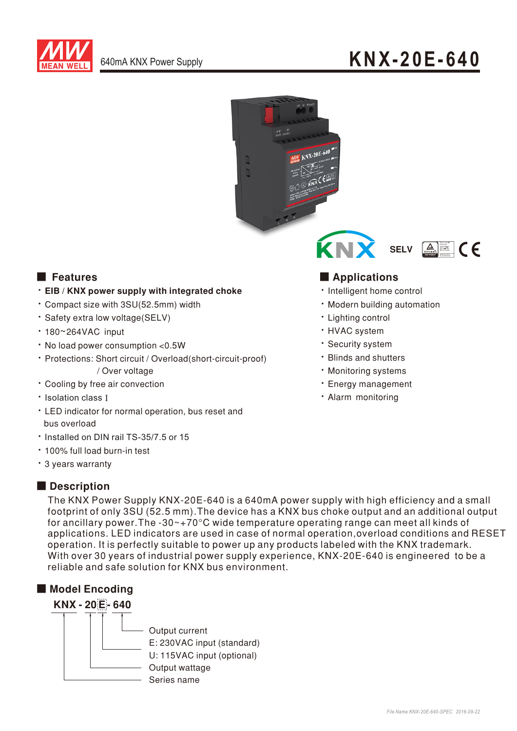# KNX-20E-640

640mA KNX Power Supply

KNX SELV CE

## Features

- **EIB / KNX power supply with integrated choke**
- Compact size with 3SU(52.5mm) width
- Safety extra low voltage(SELV)
- 180~264VAC input
- No load power consumption <0.5W
- Protections: Short circuit / Overload(short-circuit-proof) / Over voltage
- Cooling by free air convection
- Isolation class I
- LED indicator for normal operation, bus reset and bus overload
- Installed on DIN rail TS-35/7.5 or 15
- 100% full load burn-in test
- 3 years warranty

## Applications

- Intelligent home control
- Modern building automation
- Lighting control
- HVAC system
- Security system
- Blinds and shutters
- Monitoring systems
- Energy management
- Alarm monitoring

## Description

The KNX Power Supply KNX-20E-640 is a 640mA power supply with high efficiency and a small footprint of only 3SU (52.5 mm).The device has a KNX bus choke output and an additional output for ancillary power.The -30~+70°C wide temperature operating range can meet all kinds of applications. LED indicators are used in case of normal operation,overload conditions and RESET operation. It is perfectly suitable to power up any products labeled with the KNX trademark.
With over 30 years of industrial power supply experience, KNX-20E-640 is engineered to be a reliable and safe solution for KNX bus environment.

## Model Encoding

**KNX - 20 E - 640**

- 640: Output current
- E: 230VAC input (standard)
- U: 115VAC input (optional)
- 20: Output wattage
- KNX: Series name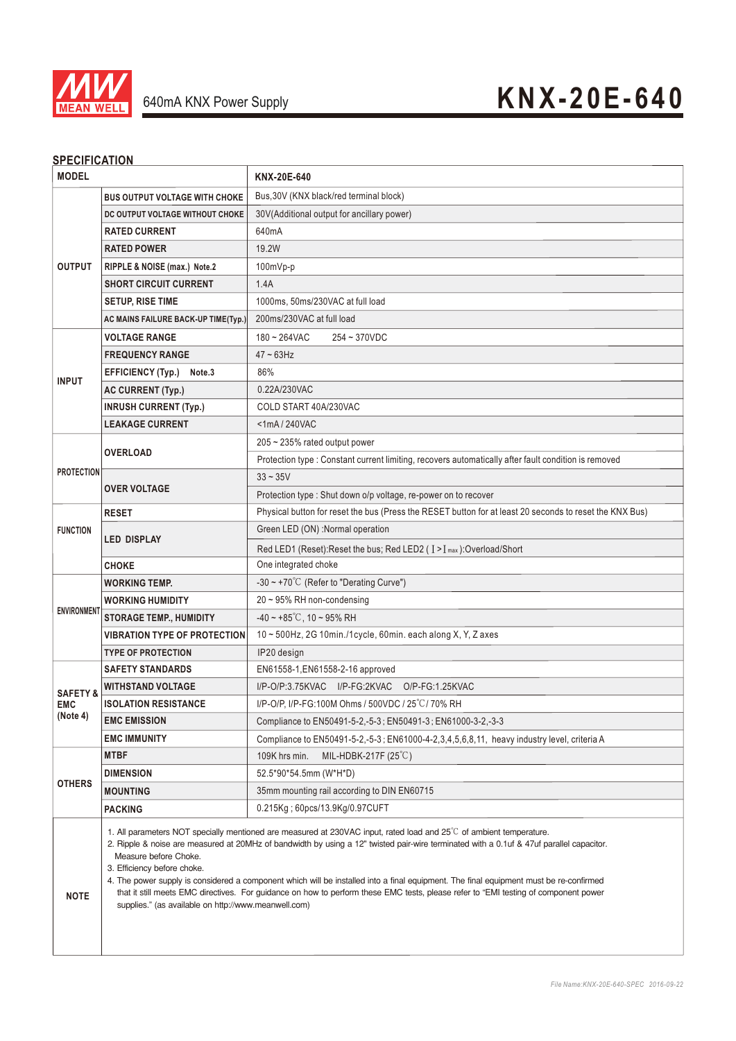640mA KNX Power Supply

# KNX-20E-640

## SPECIFICATION

| MODEL | | KNX-20E-640 |
|---|---|---|
| OUTPUT | BUS OUTPUT VOLTAGE WITH CHOKE | Bus,30V (KNX black/red terminal block) |
| | DC OUTPUT VOLTAGE WITHOUT CHOKE | 30V(Additional output for ancillary power) |
| | RATED CURRENT | 640mA |
| | RATED POWER | 19.2W |
| | RIPPLE & NOISE (max.) Note.2 | 100mVp-p |
| | SHORT CIRCUIT CURRENT | 1.4A |
| | SETUP, RISE TIME | 1000ms, 50ms/230VAC at full load |
| | AC MAINS FAILURE BACK-UP TIME(Typ.) | 200ms/230VAC at full load |
| INPUT | VOLTAGE RANGE | 180 ~ 264VAC 254 ~ 370VDC |
| | FREQUENCY RANGE | 47 ~ 63Hz |
| | EFFICIENCY (Typ.) Note.3 | 86% |
| | AC CURRENT (Typ.) | 0.22A/230VAC |
| | INRUSH CURRENT (Typ.) | COLD START 40A/230VAC |
| | LEAKAGE CURRENT | <1mA / 240VAC |
| PROTECTION | OVERLOAD | 205 ~ 235% rated output power |
| | | Protection type : Constant current limiting, recovers automatically after fault condition is removed |
| | OVER VOLTAGE | 33 ~ 35V |
| | | Protection type : Shut down o/p voltage, re-power on to recover |
| FUNCTION | RESET | Physical button for reset the bus (Press the RESET button for at least 20 seconds to reset the KNX Bus) |
| | LED DISPLAY | Green LED (ON) :Normal operation |
| | | Red LED1 (Reset):Reset the bus; Red LED2 ( $I > I_{max}$ ):Overload/Short |
| | CHOKE | One integrated choke |
| ENVIRONMENT | WORKING TEMP. | -30 ~ +70℃ (Refer to "Derating Curve") |
| | WORKING HUMIDITY | 20 ~ 95% RH non-condensing |
| | STORAGE TEMP., HUMIDITY | -40 ~ +85℃, 10 ~ 95% RH |
| | VIBRATION TYPE OF PROTECTION | 10 ~ 500Hz, 2G 10min./1cycle, 60min. each along X, Y, Z axes |
| | TYPE OF PROTECTION | IP20 design |
| SAFETY & EMC (Note 4) | SAFETY STANDARDS | EN61558-1,EN61558-2-16 approved |
| | WITHSTAND VOLTAGE | I/P-O/P:3.75KVAC I/P-FG:2KVAC O/P-FG:1.25KVAC |
| | ISOLATION RESISTANCE | I/P-O/P, I/P-FG:100M Ohms / 500VDC / 25℃/ 70% RH |
| | EMC EMISSION | Compliance to EN50491-5-2,-5-3 ; EN50491-3 ; EN61000-3-2,-3-3 |
| | EMC IMMUNITY | Compliance to EN50491-5-2,-5-3 ; EN61000-4-2,3,4,5,6,8,11, heavy industry level, criteria A |
| OTHERS | MTBF | 109K hrs min. MIL-HDBK-217F (25℃) |
| | DIMENSION | 52.5*90*54.5mm (W*H*D) |
| | MOUNTING | 35mm mounting rail according to DIN EN60715 |
| | PACKING | 0.215Kg ; 60pcs/13.9Kg/0.97CUFT |
| NOTE | 1. All parameters NOT specially mentioned are measured at 230VAC input, rated load and 25℃ of ambient temperature.<br>2. Ripple & noise are measured at 20MHz of bandwidth by using a 12" twisted pair-wire terminated with a 0.1uf & 47uf parallel capacitor. Measure before Choke.<br>3. Efficiency before choke.<br>4. The power supply is considered a component which will be installed into a final equipment. The final equipment must be re-confirmed that it still meets EMC directives. For guidance on how to perform these EMC tests, please refer to "EMI testing of component power supplies." (as available on http://www.meanwell.com) | |

File Name:KNX-20E-640-SPEC 2016-09-22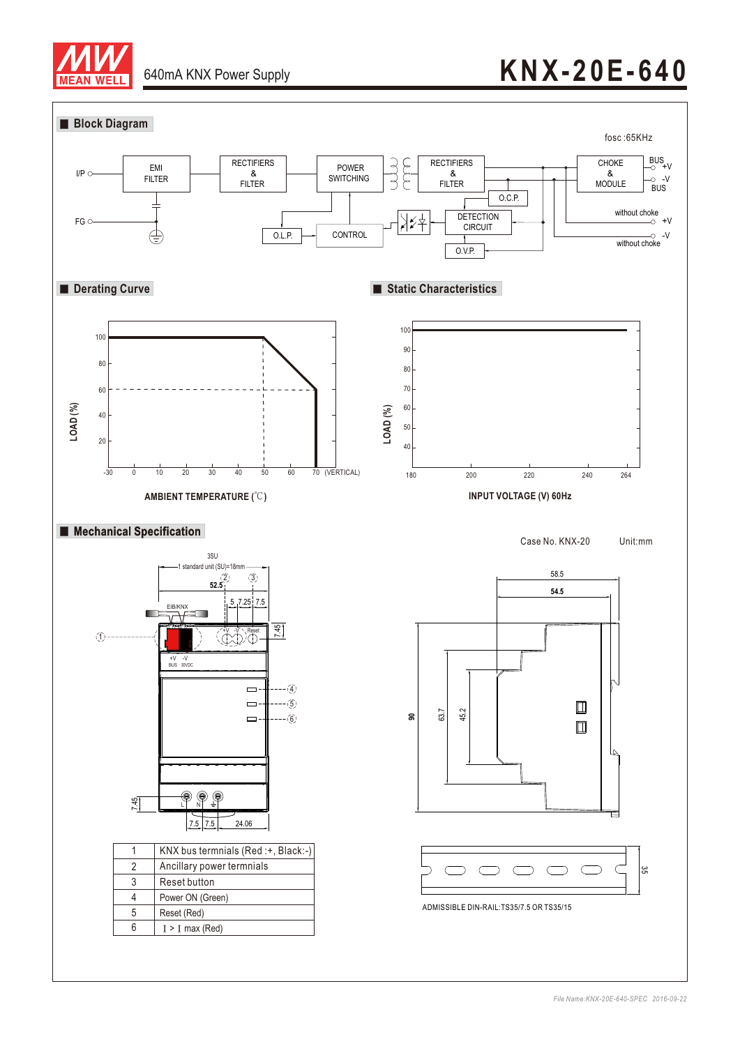640mA KNX Power Supply

# KNX-20E-640

## Block Diagram

fosc :65KHz

I/P — EMI FILTER — RECTIFIERS & FILTER — POWER SWITCHING — RECTIFIERS & FILTER — CHOKE & MODULE — BUS +V / -V BUS

FG

O.L.P. — CONTROL — DETECTION CIRCUIT — O.C.P. — O.V.P.

without choke +V

without choke -V

## Derating Curve

LOAD (%)

AMBIENT TEMPERATURE (℃)

-30, 0, 10, 20, 30, 40, 50, 60, 70 (VERTICAL)

## Static Characteristics

LOAD (%)

INPUT VOLTAGE (V) 60Hz

180, 200, 220, 240, 264

## Mechanical Specification

Case No. KNX-20 Unit:mm

3SU

1 standard unit (SU)=18mm

52.5

5, 7.25, 7.5

EIB/KNX

7.45

+V -V BUS 30VDC

Reset

7.45

L N

7.5, 7.5, 24.06

58.5

54.5

90

63.7

45.2

35

ADMISSIBLE DIN-RAIL:TS35/7.5 OR TS35/15

| 1 | KNX bus termnials (Red :+, Black:-) |
|---|---|
| 2 | Ancillary power termnials |
| 3 | Reset button |
| 4 | Power ON (Green) |
| 5 | Reset (Red) |
| 6 | I > I max (Red) |

File Name:KNX-20E-640-SPEC 2016-09-22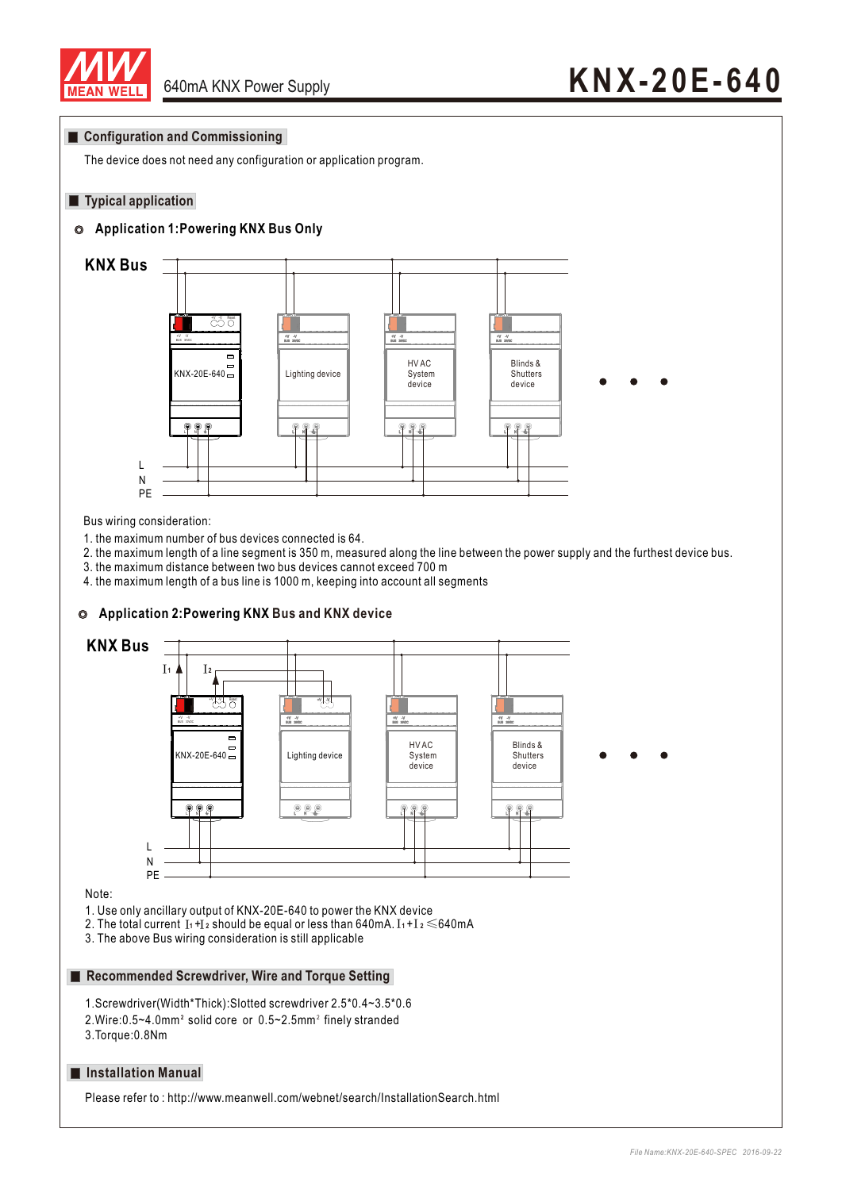## Configuration and Commissioning

The device does not need any configuration or application program.

## Typical application

### Application 1:Powering KNX Bus Only

KNX Bus

KNX-20E-640

Lighting device

HVAC System device

Blinds & Shutters device

L

N

PE

Bus wiring consideration:

1. the maximum number of bus devices connected is 64.
2. the maximum length of a line segment is 350 m, measured along the line between the power supply and the furthest device bus.
3. the maximum distance between two bus devices cannot exceed 700 m
4. the maximum length of a bus line is 1000 m, keeping into account all segments

### Application 2:Powering KNX Bus and KNX device

KNX Bus

$I_1$ $I_2$

KNX-20E-640

Lighting device

HVAC System device

Blinds & Shutters device

L

N

PE

Note:

1. Use only ancillary output of KNX-20E-640 to power the KNX device
2. The total current $I_1+I_2$ should be equal or less than 640mA. $I_1+I_2 \leqslant 640mA$
3. The above Bus wiring consideration is still applicable

## Recommended Screwdriver, Wire and Torque Setting

1.Screwdriver(Width*Thick):Slotted screwdriver 2.5*0.4~3.5*0.6
2.Wire:0.5~4.0mm$^2$ solid core or 0.5~2.5mm$^2$ finely stranded
3.Torque:0.8Nm

## Installation Manual

Please refer to : http://www.meanwell.com/webnet/search/InstallationSearch.html